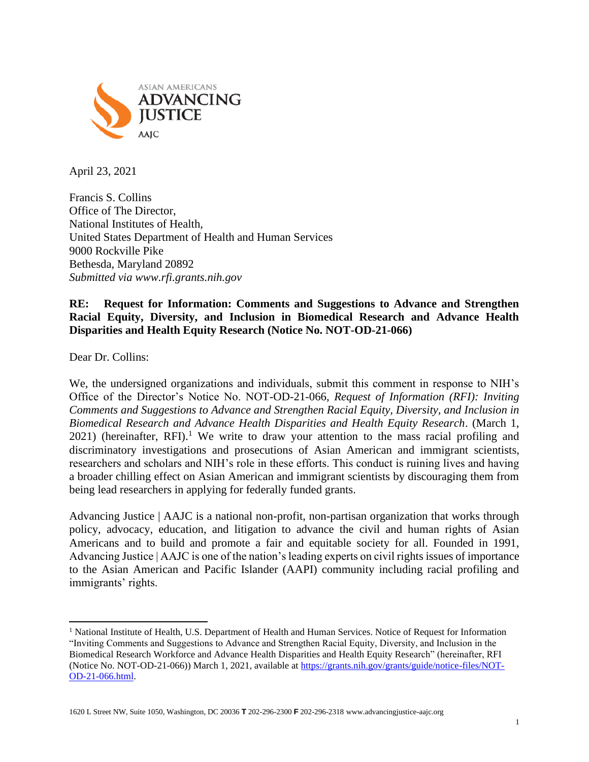ASIAN AMERICANS
**ADVANCING JUSTICE**
AAJC

April 23, 2021

Francis S. Collins
Office of The Director,
National Institutes of Health,
United States Department of Health and Human Services
9000 Rockville Pike
Bethesda, Maryland 20892
*Submitted via www.rfi.grants.nih.gov*

**RE: Request for Information: Comments and Suggestions to Advance and Strengthen Racial Equity, Diversity, and Inclusion in Biomedical Research and Advance Health Disparities and Health Equity Research (Notice No. NOT-OD-21-066)**

Dear Dr. Collins:

We, the undersigned organizations and individuals, submit this comment in response to NIH's Office of the Director's Notice No. NOT-OD-21-066, *Request of Information (RFI): Inviting Comments and Suggestions to Advance and Strengthen Racial Equity, Diversity, and Inclusion in Biomedical Research and Advance Health Disparities and Health Equity Research*. (March 1, 2021) (hereinafter, RFI).[1] We write to draw your attention to the mass racial profiling and discriminatory investigations and prosecutions of Asian American and immigrant scientists, researchers and scholars and NIH's role in these efforts. This conduct is ruining lives and having a broader chilling effect on Asian American and immigrant scientists by discouraging them from being lead researchers in applying for federally funded grants.

Advancing Justice | AAJC is a national non-profit, non-partisan organization that works through policy, advocacy, education, and litigation to advance the civil and human rights of Asian Americans and to build and promote a fair and equitable society for all. Founded in 1991, Advancing Justice | AAJC is one of the nation's leading experts on civil rights issues of importance to the Asian American and Pacific Islander (AAPI) community including racial profiling and immigrants' rights.

[1] National Institute of Health, U.S. Department of Health and Human Services. Notice of Request for Information "Inviting Comments and Suggestions to Advance and Strengthen Racial Equity, Diversity, and Inclusion in the Biomedical Research Workforce and Advance Health Disparities and Health Equity Research" (hereinafter, RFI (Notice No. NOT-OD-21-066)) March 1, 2021, available at https://grants.nih.gov/grants/guide/notice-files/NOT-OD-21-066.html.

1620 L Street NW, Suite 1050, Washington, DC 20036 **T** 202-296-2300 **F** 202-296-2318 www.advancingjustice-aajc.org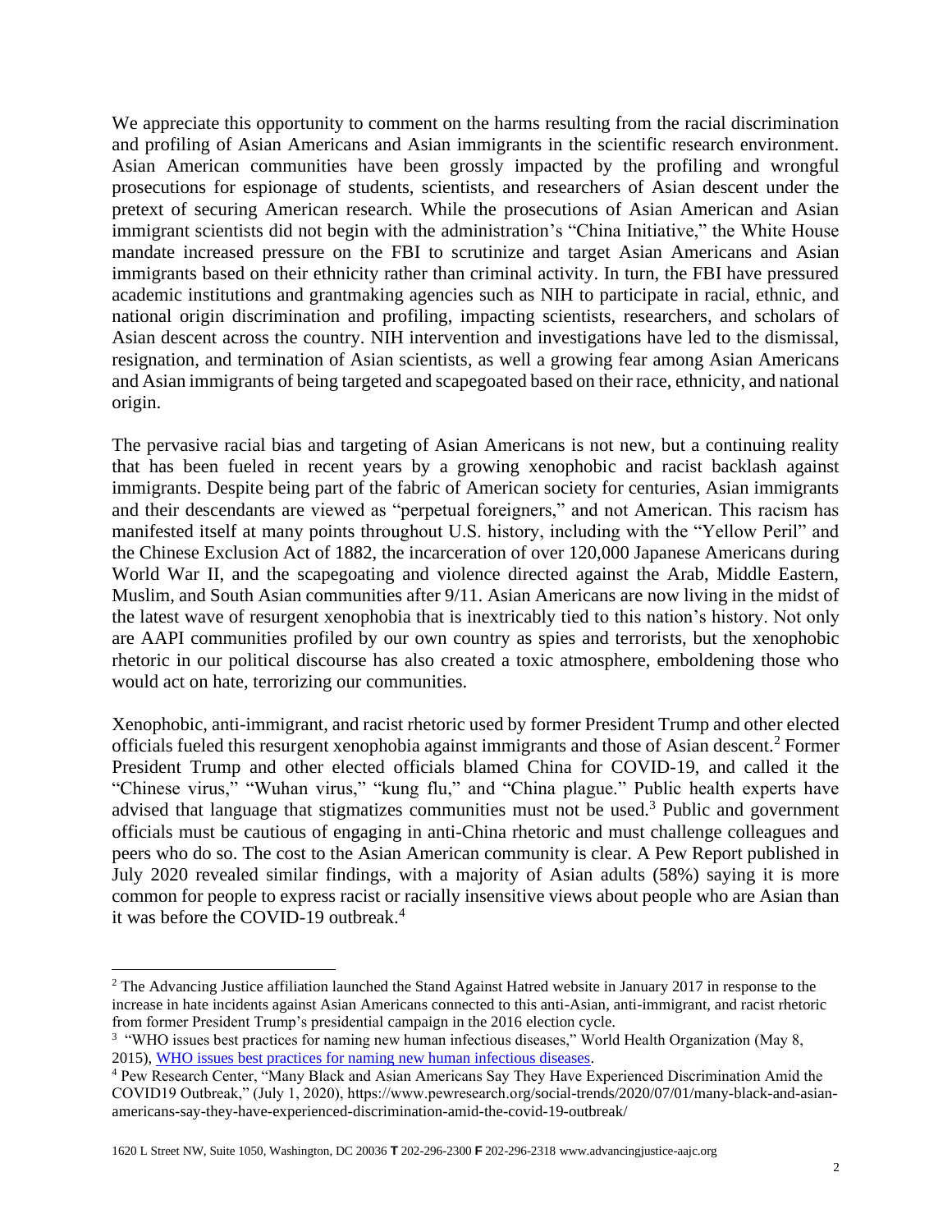We appreciate this opportunity to comment on the harms resulting from the racial discrimination and profiling of Asian Americans and Asian immigrants in the scientific research environment. Asian American communities have been grossly impacted by the profiling and wrongful prosecutions for espionage of students, scientists, and researchers of Asian descent under the pretext of securing American research. While the prosecutions of Asian American and Asian immigrant scientists did not begin with the administration's "China Initiative," the White House mandate increased pressure on the FBI to scrutinize and target Asian Americans and Asian immigrants based on their ethnicity rather than criminal activity. In turn, the FBI have pressured academic institutions and grantmaking agencies such as NIH to participate in racial, ethnic, and national origin discrimination and profiling, impacting scientists, researchers, and scholars of Asian descent across the country. NIH intervention and investigations have led to the dismissal, resignation, and termination of Asian scientists, as well a growing fear among Asian Americans and Asian immigrants of being targeted and scapegoated based on their race, ethnicity, and national origin.

The pervasive racial bias and targeting of Asian Americans is not new, but a continuing reality that has been fueled in recent years by a growing xenophobic and racist backlash against immigrants. Despite being part of the fabric of American society for centuries, Asian immigrants and their descendants are viewed as "perpetual foreigners," and not American. This racism has manifested itself at many points throughout U.S. history, including with the "Yellow Peril" and the Chinese Exclusion Act of 1882, the incarceration of over 120,000 Japanese Americans during World War II, and the scapegoating and violence directed against the Arab, Middle Eastern, Muslim, and South Asian communities after 9/11. Asian Americans are now living in the midst of the latest wave of resurgent xenophobia that is inextricably tied to this nation's history. Not only are AAPI communities profiled by our own country as spies and terrorists, but the xenophobic rhetoric in our political discourse has also created a toxic atmosphere, emboldening those who would act on hate, terrorizing our communities.

Xenophobic, anti-immigrant, and racist rhetoric used by former President Trump and other elected officials fueled this resurgent xenophobia against immigrants and those of Asian descent.[2] Former President Trump and other elected officials blamed China for COVID-19, and called it the "Chinese virus," "Wuhan virus," "kung flu," and "China plague." Public health experts have advised that language that stigmatizes communities must not be used.[3] Public and government officials must be cautious of engaging in anti-China rhetoric and must challenge colleagues and peers who do so. The cost to the Asian American community is clear. A Pew Report published in July 2020 revealed similar findings, with a majority of Asian adults (58%) saying it is more common for people to express racist or racially insensitive views about people who are Asian than it was before the COVID-19 outbreak.[4]

---

[2] The Advancing Justice affiliation launched the Stand Against Hatred website in January 2017 in response to the increase in hate incidents against Asian Americans connected to this anti-Asian, anti-immigrant, and racist rhetoric from former President Trump's presidential campaign in the 2016 election cycle.

[3] "WHO issues best practices for naming new human infectious diseases," World Health Organization (May 8, 2015), WHO issues best practices for naming new human infectious diseases.

[4] Pew Research Center, "Many Black and Asian Americans Say They Have Experienced Discrimination Amid the COVID19 Outbreak," (July 1, 2020), https://www.pewresearch.org/social-trends/2020/07/01/many-black-and-asian-americans-say-they-have-experienced-discrimination-amid-the-covid-19-outbreak/

1620 L Street NW, Suite 1050, Washington, DC 20036 **T** 202-296-2300 **F** 202-296-2318 www.advancingjustice-aajc.org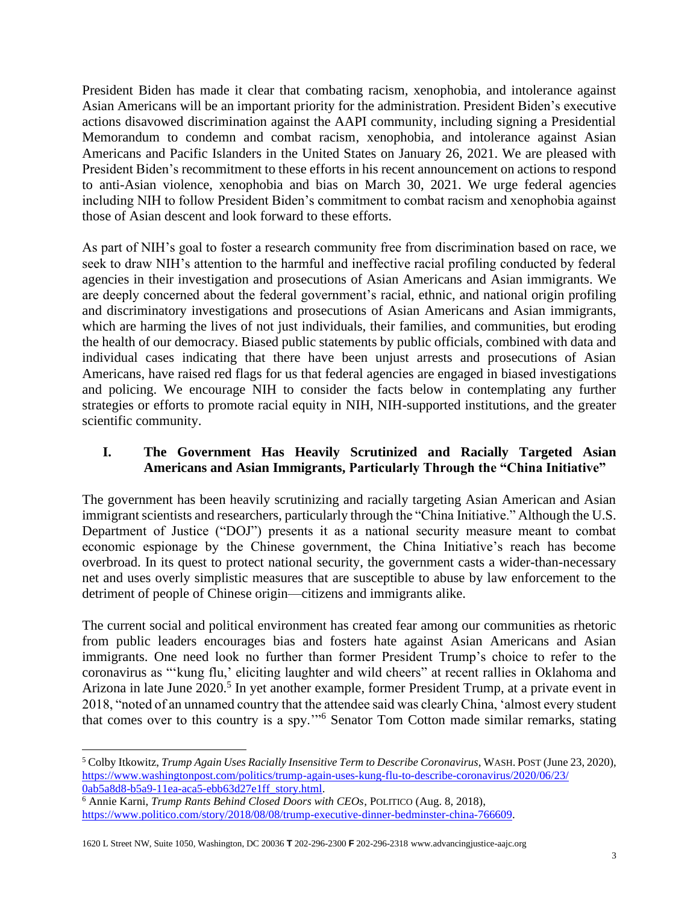President Biden has made it clear that combating racism, xenophobia, and intolerance against Asian Americans will be an important priority for the administration. President Biden's executive actions disavowed discrimination against the AAPI community, including signing a Presidential Memorandum to condemn and combat racism, xenophobia, and intolerance against Asian Americans and Pacific Islanders in the United States on January 26, 2021. We are pleased with President Biden's recommitment to these efforts in his recent announcement on actions to respond to anti-Asian violence, xenophobia and bias on March 30, 2021. We urge federal agencies including NIH to follow President Biden's commitment to combat racism and xenophobia against those of Asian descent and look forward to these efforts.

As part of NIH's goal to foster a research community free from discrimination based on race, we seek to draw NIH's attention to the harmful and ineffective racial profiling conducted by federal agencies in their investigation and prosecutions of Asian Americans and Asian immigrants. We are deeply concerned about the federal government's racial, ethnic, and national origin profiling and discriminatory investigations and prosecutions of Asian Americans and Asian immigrants, which are harming the lives of not just individuals, their families, and communities, but eroding the health of our democracy. Biased public statements by public officials, combined with data and individual cases indicating that there have been unjust arrests and prosecutions of Asian Americans, have raised red flags for us that federal agencies are engaged in biased investigations and policing. We encourage NIH to consider the facts below in contemplating any further strategies or efforts to promote racial equity in NIH, NIH-supported institutions, and the greater scientific community.

## I. The Government Has Heavily Scrutinized and Racially Targeted Asian Americans and Asian Immigrants, Particularly Through the "China Initiative"

The government has been heavily scrutinizing and racially targeting Asian American and Asian immigrant scientists and researchers, particularly through the "China Initiative." Although the U.S. Department of Justice ("DOJ") presents it as a national security measure meant to combat economic espionage by the Chinese government, the China Initiative's reach has become overbroad. In its quest to protect national security, the government casts a wider-than-necessary net and uses overly simplistic measures that are susceptible to abuse by law enforcement to the detriment of people of Chinese origin—citizens and immigrants alike.

The current social and political environment has created fear among our communities as rhetoric from public leaders encourages bias and fosters hate against Asian Americans and Asian immigrants. One need look no further than former President Trump's choice to refer to the coronavirus as "'kung flu,' eliciting laughter and wild cheers" at recent rallies in Oklahoma and Arizona in late June 2020.[5] In yet another example, former President Trump, at a private event in 2018, "noted of an unnamed country that the attendee said was clearly China, 'almost every student that comes over to this country is a spy.'"[6] Senator Tom Cotton made similar remarks, stating

[5] Colby Itkowitz, *Trump Again Uses Racially Insensitive Term to Describe Coronavirus*, WASH. POST (June 23, 2020), https://www.washingtonpost.com/politics/trump-again-uses-kung-flu-to-describe-coronavirus/2020/06/23/0ab5a8d8-b5a9-11ea-aca5-ebb63d27e1ff_story.html.

[6] Annie Karni, *Trump Rants Behind Closed Doors with CEOs*, POLITICO (Aug. 8, 2018), https://www.politico.com/story/2018/08/08/trump-executive-dinner-bedminster-china-766609.

1620 L Street NW, Suite 1050, Washington, DC 20036 **T** 202-296-2300 **F** 202-296-2318 www.advancingjustice-aajc.org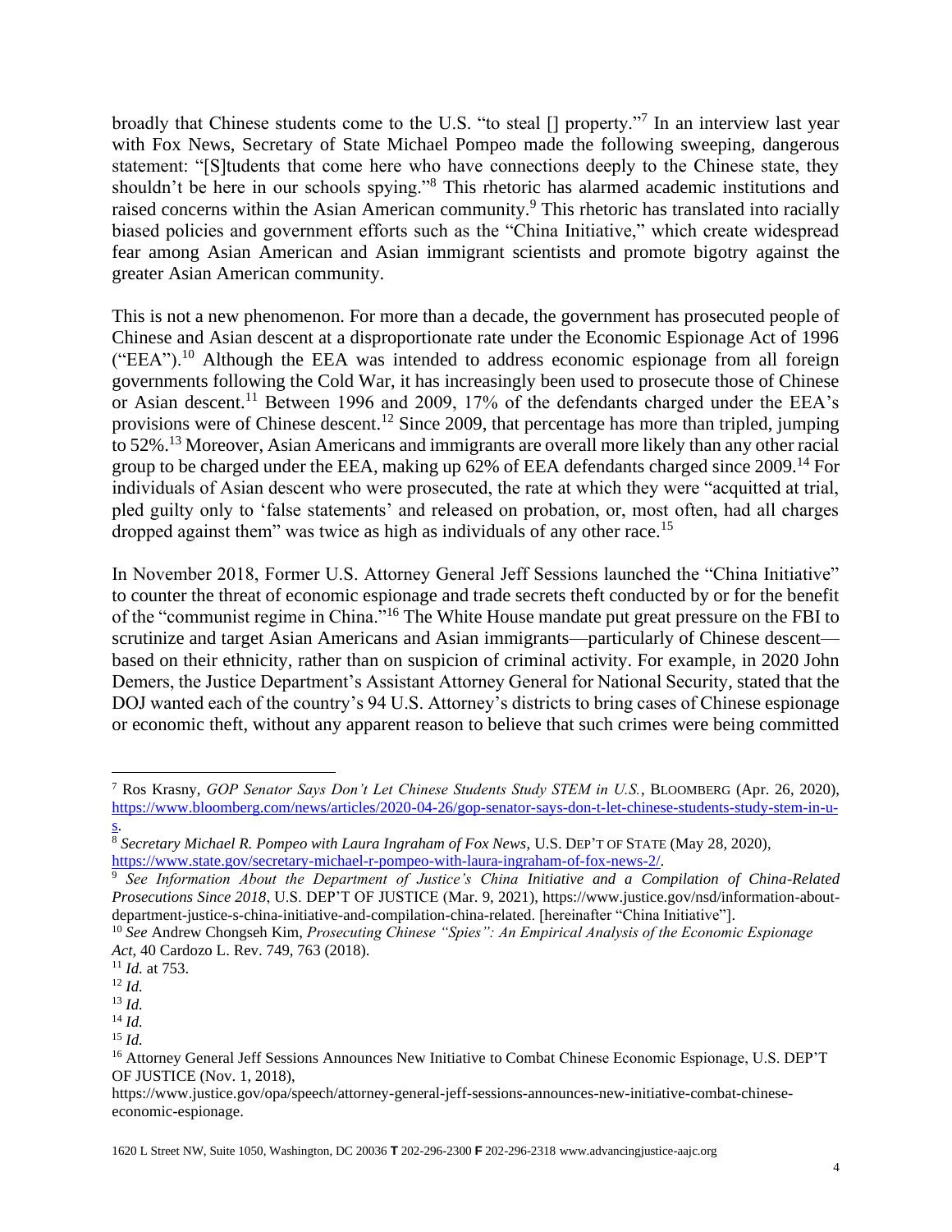broadly that Chinese students come to the U.S. "to steal [] property."[7] In an interview last year with Fox News, Secretary of State Michael Pompeo made the following sweeping, dangerous statement: "[S]tudents that come here who have connections deeply to the Chinese state, they shouldn't be here in our schools spying."[8] This rhetoric has alarmed academic institutions and raised concerns within the Asian American community.[9] This rhetoric has translated into racially biased policies and government efforts such as the "China Initiative," which create widespread fear among Asian American and Asian immigrant scientists and promote bigotry against the greater Asian American community.

This is not a new phenomenon. For more than a decade, the government has prosecuted people of Chinese and Asian descent at a disproportionate rate under the Economic Espionage Act of 1996 ("EEA").[10] Although the EEA was intended to address economic espionage from all foreign governments following the Cold War, it has increasingly been used to prosecute those of Chinese or Asian descent.[11] Between 1996 and 2009, 17% of the defendants charged under the EEA's provisions were of Chinese descent.[12] Since 2009, that percentage has more than tripled, jumping to 52%.[13] Moreover, Asian Americans and immigrants are overall more likely than any other racial group to be charged under the EEA, making up 62% of EEA defendants charged since 2009.[14] For individuals of Asian descent who were prosecuted, the rate at which they were "acquitted at trial, pled guilty only to 'false statements' and released on probation, or, most often, had all charges dropped against them" was twice as high as individuals of any other race.[15]

In November 2018, Former U.S. Attorney General Jeff Sessions launched the "China Initiative" to counter the threat of economic espionage and trade secrets theft conducted by or for the benefit of the "communist regime in China."[16] The White House mandate put great pressure on the FBI to scrutinize and target Asian Americans and Asian immigrants—particularly of Chinese descent—based on their ethnicity, rather than on suspicion of criminal activity. For example, in 2020 John Demers, the Justice Department's Assistant Attorney General for National Security, stated that the DOJ wanted each of the country's 94 U.S. Attorney's districts to bring cases of Chinese espionage or economic theft, without any apparent reason to believe that such crimes were being committed

---

[7] Ros Krasny, *GOP Senator Says Don't Let Chinese Students Study STEM in U.S.*, BLOOMBERG (Apr. 26, 2020), https://www.bloomberg.com/news/articles/2020-04-26/gop-senator-says-don-t-let-chinese-students-study-stem-in-u-s.

[8] *Secretary Michael R. Pompeo with Laura Ingraham of Fox News*, U.S. DEP'T OF STATE (May 28, 2020), https://www.state.gov/secretary-michael-r-pompeo-with-laura-ingraham-of-fox-news-2/.

[9] *See Information About the Department of Justice's China Initiative and a Compilation of China-Related Prosecutions Since 2018*, U.S. DEP'T OF JUSTICE (Mar. 9, 2021), https://www.justice.gov/nsd/information-about-department-justice-s-china-initiative-and-compilation-china-related. [hereinafter "China Initiative"].

[10] *See* Andrew Chongseh Kim, *Prosecuting Chinese "Spies": An Empirical Analysis of the Economic Espionage Act*, 40 Cardozo L. Rev. 749, 763 (2018).

[11] *Id.* at 753.

[12] *Id.*

[13] *Id.*

[14] *Id.*

[15] *Id.*

[16] Attorney General Jeff Sessions Announces New Initiative to Combat Chinese Economic Espionage, U.S. DEP'T OF JUSTICE (Nov. 1, 2018), https://www.justice.gov/opa/speech/attorney-general-jeff-sessions-announces-new-initiative-combat-chinese-economic-espionage.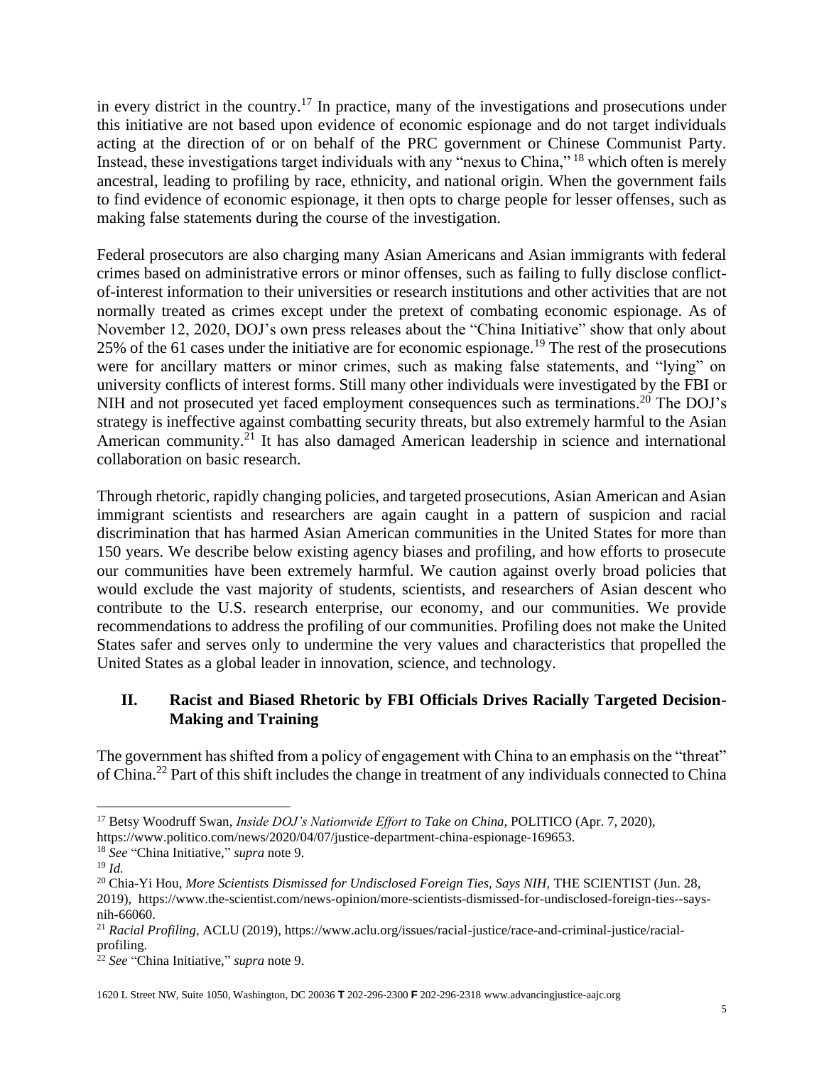in every district in the country.[17] In practice, many of the investigations and prosecutions under this initiative are not based upon evidence of economic espionage and do not target individuals acting at the direction of or on behalf of the PRC government or Chinese Communist Party. Instead, these investigations target individuals with any "nexus to China," [18] which often is merely ancestral, leading to profiling by race, ethnicity, and national origin. When the government fails to find evidence of economic espionage, it then opts to charge people for lesser offenses, such as making false statements during the course of the investigation.

Federal prosecutors are also charging many Asian Americans and Asian immigrants with federal crimes based on administrative errors or minor offenses, such as failing to fully disclose conflict-of-interest information to their universities or research institutions and other activities that are not normally treated as crimes except under the pretext of combating economic espionage. As of November 12, 2020, DOJ's own press releases about the "China Initiative" show that only about 25% of the 61 cases under the initiative are for economic espionage.[19] The rest of the prosecutions were for ancillary matters or minor crimes, such as making false statements, and "lying" on university conflicts of interest forms. Still many other individuals were investigated by the FBI or NIH and not prosecuted yet faced employment consequences such as terminations.[20] The DOJ's strategy is ineffective against combatting security threats, but also extremely harmful to the Asian American community.[21] It has also damaged American leadership in science and international collaboration on basic research.

Through rhetoric, rapidly changing policies, and targeted prosecutions, Asian American and Asian immigrant scientists and researchers are again caught in a pattern of suspicion and racial discrimination that has harmed Asian American communities in the United States for more than 150 years. We describe below existing agency biases and profiling, and how efforts to prosecute our communities have been extremely harmful. We caution against overly broad policies that would exclude the vast majority of students, scientists, and researchers of Asian descent who contribute to the U.S. research enterprise, our economy, and our communities. We provide recommendations to address the profiling of our communities. Profiling does not make the United States safer and serves only to undermine the very values and characteristics that propelled the United States as a global leader in innovation, science, and technology.

## II. Racist and Biased Rhetoric by FBI Officials Drives Racially Targeted Decision-Making and Training

The government has shifted from a policy of engagement with China to an emphasis on the "threat" of China.[22] Part of this shift includes the change in treatment of any individuals connected to China

---

[17] Betsy Woodruff Swan, *Inside DOJ's Nationwide Effort to Take on China*, POLITICO (Apr. 7, 2020), https://www.politico.com/news/2020/04/07/justice-department-china-espionage-169653.

[18] *See* "China Initiative," *supra* note 9.

[19] *Id.*

[20] Chia-Yi Hou, *More Scientists Dismissed for Undisclosed Foreign Ties, Says NIH,* THE SCIENTIST (Jun. 28, 2019), https://www.the-scientist.com/news-opinion/more-scientists-dismissed-for-undisclosed-foreign-ties--says-nih-66060.

[21] *Racial Profiling*, ACLU (2019), https://www.aclu.org/issues/racial-justice/race-and-criminal-justice/racial-profiling.

[22] *See* "China Initiative," *supra* note 9.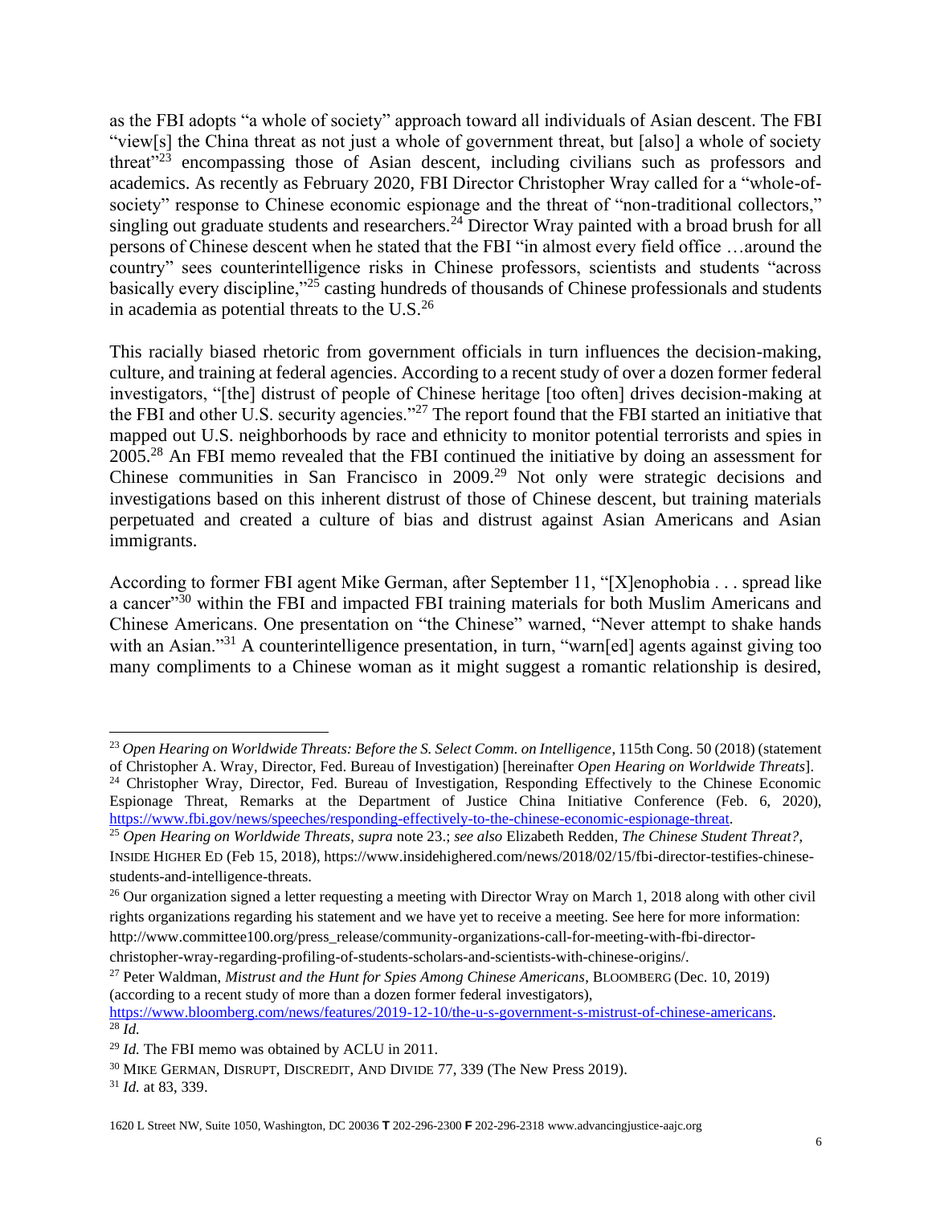as the FBI adopts "a whole of society" approach toward all individuals of Asian descent. The FBI "view[s] the China threat as not just a whole of government threat, but [also] a whole of society threat"[23] encompassing those of Asian descent, including civilians such as professors and academics. As recently as February 2020, FBI Director Christopher Wray called for a "whole-of-society" response to Chinese economic espionage and the threat of "non-traditional collectors," singling out graduate students and researchers.[24] Director Wray painted with a broad brush for all persons of Chinese descent when he stated that the FBI "in almost every field office …around the country" sees counterintelligence risks in Chinese professors, scientists and students "across basically every discipline,"[25] casting hundreds of thousands of Chinese professionals and students in academia as potential threats to the U.S.[26]

This racially biased rhetoric from government officials in turn influences the decision-making, culture, and training at federal agencies. According to a recent study of over a dozen former federal investigators, "[the] distrust of people of Chinese heritage [too often] drives decision-making at the FBI and other U.S. security agencies."[27] The report found that the FBI started an initiative that mapped out U.S. neighborhoods by race and ethnicity to monitor potential terrorists and spies in 2005.[28] An FBI memo revealed that the FBI continued the initiative by doing an assessment for Chinese communities in San Francisco in 2009.[29] Not only were strategic decisions and investigations based on this inherent distrust of those of Chinese descent, but training materials perpetuated and created a culture of bias and distrust against Asian Americans and Asian immigrants.

According to former FBI agent Mike German, after September 11, "[X]enophobia . . . spread like a cancer"[30] within the FBI and impacted FBI training materials for both Muslim Americans and Chinese Americans. One presentation on "the Chinese" warned, "Never attempt to shake hands with an Asian."[31] A counterintelligence presentation, in turn, "warn[ed] agents against giving too many compliments to a Chinese woman as it might suggest a romantic relationship is desired,

---

[23] *Open Hearing on Worldwide Threats: Before the S. Select Comm. on Intelligence*, 115th Cong. 50 (2018) (statement of Christopher A. Wray, Director, Fed. Bureau of Investigation) [hereinafter *Open Hearing on Worldwide Threats*].

[24] Christopher Wray, Director, Fed. Bureau of Investigation, Responding Effectively to the Chinese Economic Espionage Threat, Remarks at the Department of Justice China Initiative Conference (Feb. 6, 2020), https://www.fbi.gov/news/speeches/responding-effectively-to-the-chinese-economic-espionage-threat.

[25] *Open Hearing on Worldwide Threats*, *supra* note 23.; *see also* Elizabeth Redden, *The Chinese Student Threat?*, INSIDE HIGHER ED (Feb 15, 2018), https://www.insidehighered.com/news/2018/02/15/fbi-director-testifies-chinese-students-and-intelligence-threats.

[26] Our organization signed a letter requesting a meeting with Director Wray on March 1, 2018 along with other civil rights organizations regarding his statement and we have yet to receive a meeting. See here for more information: http://www.committee100.org/press_release/community-organizations-call-for-meeting-with-fbi-director-christopher-wray-regarding-profiling-of-students-scholars-and-scientists-with-chinese-origins/.

[27] Peter Waldman, *Mistrust and the Hunt for Spies Among Chinese Americans*, BLOOMBERG (Dec. 10, 2019) (according to a recent study of more than a dozen former federal investigators), https://www.bloomberg.com/news/features/2019-12-10/the-u-s-government-s-mistrust-of-chinese-americans.

[28] *Id.*

[29] *Id.* The FBI memo was obtained by ACLU in 2011.

[30] MIKE GERMAN, DISRUPT, DISCREDIT, AND DIVIDE 77, 339 (The New Press 2019).

[31] *Id.* at 83, 339.

1620 L Street NW, Suite 1050, Washington, DC 20036 **T** 202-296-2300 **F** 202-296-2318 www.advancingjustice-aajc.org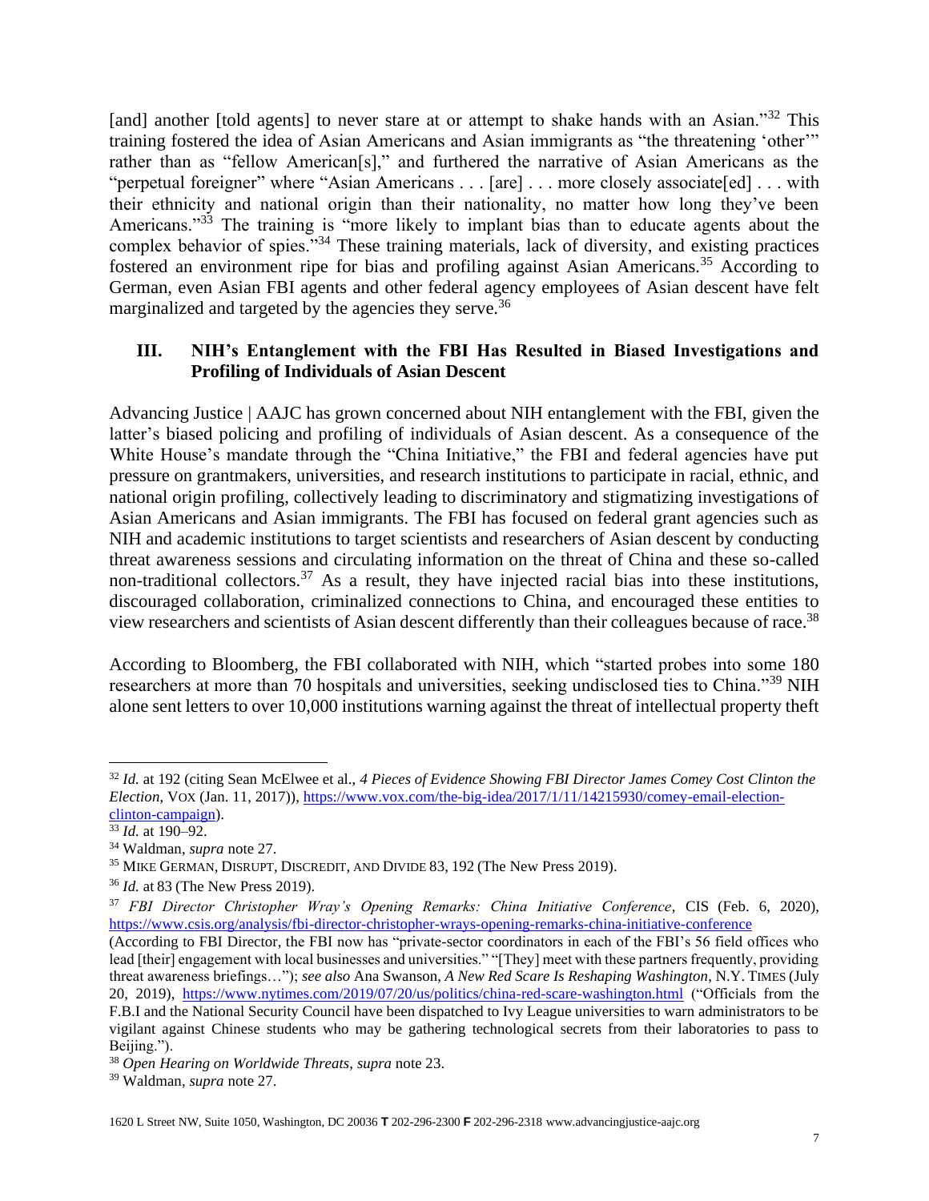[and] another [told agents] to never stare at or attempt to shake hands with an Asian."[32] This training fostered the idea of Asian Americans and Asian immigrants as "the threatening 'other'" rather than as "fellow American[s]," and furthered the narrative of Asian Americans as the "perpetual foreigner" where "Asian Americans . . . [are] . . . more closely associate[ed] . . . with their ethnicity and national origin than their nationality, no matter how long they've been Americans."[33] The training is "more likely to implant bias than to educate agents about the complex behavior of spies."[34] These training materials, lack of diversity, and existing practices fostered an environment ripe for bias and profiling against Asian Americans.[35] According to German, even Asian FBI agents and other federal agency employees of Asian descent have felt marginalized and targeted by the agencies they serve.[36]

## III. NIH's Entanglement with the FBI Has Resulted in Biased Investigations and Profiling of Individuals of Asian Descent

Advancing Justice | AAJC has grown concerned about NIH entanglement with the FBI, given the latter's biased policing and profiling of individuals of Asian descent. As a consequence of the White House's mandate through the "China Initiative," the FBI and federal agencies have put pressure on grantmakers, universities, and research institutions to participate in racial, ethnic, and national origin profiling, collectively leading to discriminatory and stigmatizing investigations of Asian Americans and Asian immigrants. The FBI has focused on federal grant agencies such as NIH and academic institutions to target scientists and researchers of Asian descent by conducting threat awareness sessions and circulating information on the threat of China and these so-called non-traditional collectors.[37] As a result, they have injected racial bias into these institutions, discouraged collaboration, criminalized connections to China, and encouraged these entities to view researchers and scientists of Asian descent differently than their colleagues because of race.[38]

According to Bloomberg, the FBI collaborated with NIH, which "started probes into some 180 researchers at more than 70 hospitals and universities, seeking undisclosed ties to China."[39] NIH alone sent letters to over 10,000 institutions warning against the threat of intellectual property theft

---

[32] *Id.* at 192 (citing Sean McElwee et al., *4 Pieces of Evidence Showing FBI Director James Comey Cost Clinton the Election*, VOX (Jan. 11, 2017)), https://www.vox.com/the-big-idea/2017/1/11/14215930/comey-email-election-clinton-campaign).

[33] *Id.* at 190–92.

[34] Waldman, *supra* note 27.

[35] MIKE GERMAN, DISRUPT, DISCREDIT, AND DIVIDE 83, 192 (The New Press 2019).

[36] *Id.* at 83 (The New Press 2019).

[37] *FBI Director Christopher Wray's Opening Remarks: China Initiative Conference*, CIS (Feb. 6, 2020), https://www.csis.org/analysis/fbi-director-christopher-wrays-opening-remarks-china-initiative-conference (According to FBI Director, the FBI now has "private-sector coordinators in each of the FBI's 56 field offices who lead [their] engagement with local businesses and universities." "[They] meet with these partners frequently, providing threat awareness briefings…"); *see also* Ana Swanson, *A New Red Scare Is Reshaping Washington*, N.Y. TIMES (July 20, 2019), https://www.nytimes.com/2019/07/20/us/politics/china-red-scare-washington.html ("Officials from the F.B.I and the National Security Council have been dispatched to Ivy League universities to warn administrators to be vigilant against Chinese students who may be gathering technological secrets from their laboratories to pass to Beijing.").

[38] *Open Hearing on Worldwide Threats*, *supra* note 23.

[39] Waldman, *supra* note 27.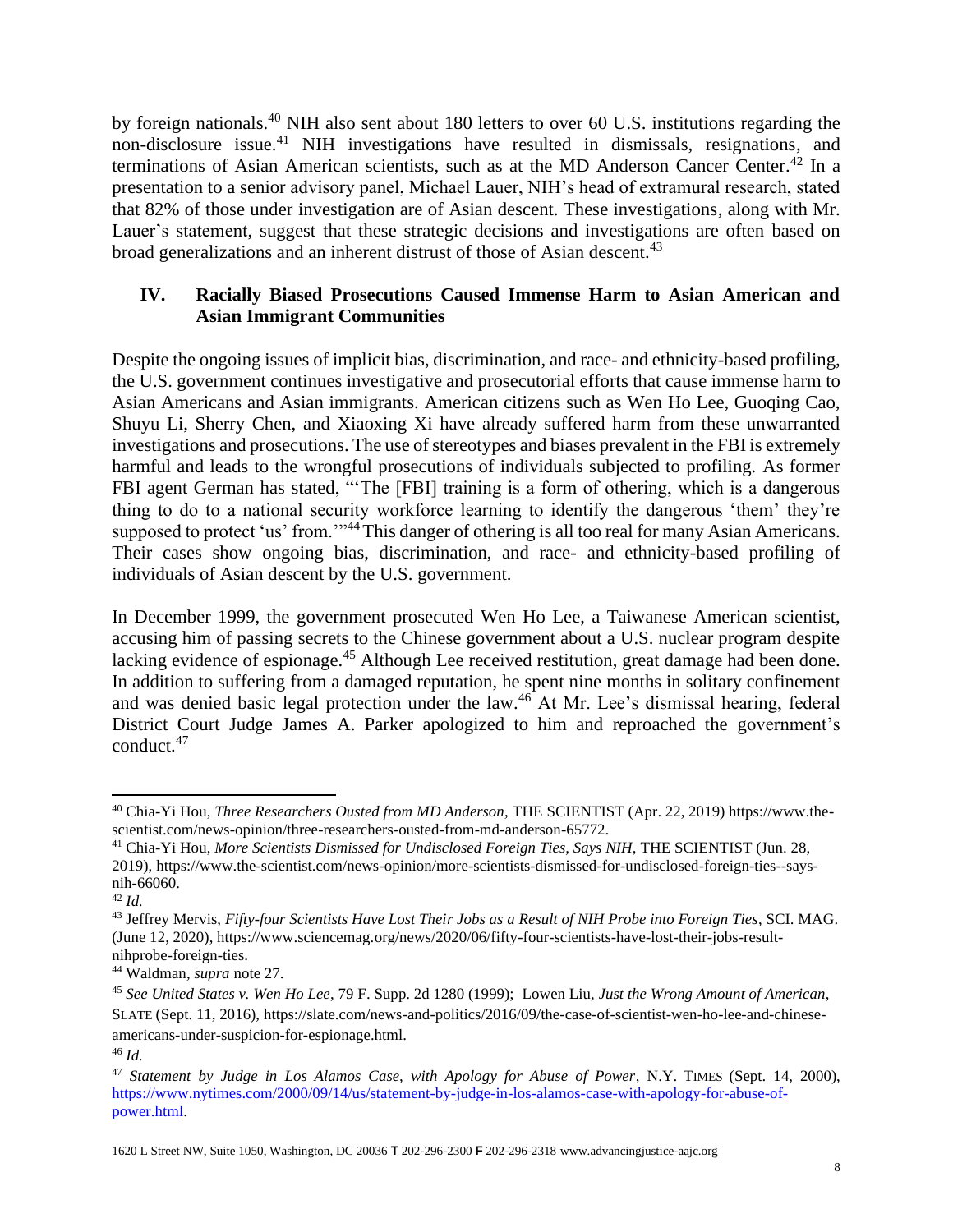by foreign nationals.[40] NIH also sent about 180 letters to over 60 U.S. institutions regarding the non-disclosure issue.[41] NIH investigations have resulted in dismissals, resignations, and terminations of Asian American scientists, such as at the MD Anderson Cancer Center.[42] In a presentation to a senior advisory panel, Michael Lauer, NIH's head of extramural research, stated that 82% of those under investigation are of Asian descent. These investigations, along with Mr. Lauer's statement, suggest that these strategic decisions and investigations are often based on broad generalizations and an inherent distrust of those of Asian descent.[43]

## IV. Racially Biased Prosecutions Caused Immense Harm to Asian American and Asian Immigrant Communities

Despite the ongoing issues of implicit bias, discrimination, and race- and ethnicity-based profiling, the U.S. government continues investigative and prosecutorial efforts that cause immense harm to Asian Americans and Asian immigrants. American citizens such as Wen Ho Lee, Guoqing Cao, Shuyu Li, Sherry Chen, and Xiaoxing Xi have already suffered harm from these unwarranted investigations and prosecutions. The use of stereotypes and biases prevalent in the FBI is extremely harmful and leads to the wrongful prosecutions of individuals subjected to profiling. As former FBI agent German has stated, "'The [FBI] training is a form of othering, which is a dangerous thing to do to a national security workforce learning to identify the dangerous 'them' they're supposed to protect 'us' from.'"[44] This danger of othering is all too real for many Asian Americans. Their cases show ongoing bias, discrimination, and race- and ethnicity-based profiling of individuals of Asian descent by the U.S. government.

In December 1999, the government prosecuted Wen Ho Lee, a Taiwanese American scientist, accusing him of passing secrets to the Chinese government about a U.S. nuclear program despite lacking evidence of espionage.[45] Although Lee received restitution, great damage had been done. In addition to suffering from a damaged reputation, he spent nine months in solitary confinement and was denied basic legal protection under the law.[46] At Mr. Lee's dismissal hearing, federal District Court Judge James A. Parker apologized to him and reproached the government's conduct.[47]

---

[40] Chia-Yi Hou, *Three Researchers Ousted from MD Anderson*, THE SCIENTIST (Apr. 22, 2019) https://www.the-scientist.com/news-opinion/three-researchers-ousted-from-md-anderson-65772.

[41] Chia-Yi Hou, *More Scientists Dismissed for Undisclosed Foreign Ties, Says NIH*, THE SCIENTIST (Jun. 28, 2019), https://www.the-scientist.com/news-opinion/more-scientists-dismissed-for-undisclosed-foreign-ties--says-nih-66060.

[42] *Id.*

[43] Jeffrey Mervis, *Fifty-four Scientists Have Lost Their Jobs as a Result of NIH Probe into Foreign Ties*, SCI. MAG. (June 12, 2020), https://www.sciencemag.org/news/2020/06/fifty-four-scientists-have-lost-their-jobs-result-nihprobe-foreign-ties.

[44] Waldman, *supra* note 27.

[45] *See United States v. Wen Ho Lee*, 79 F. Supp. 2d 1280 (1999); Lowen Liu, *Just the Wrong Amount of American*, SLATE (Sept. 11, 2016), https://slate.com/news-and-politics/2016/09/the-case-of-scientist-wen-ho-lee-and-chinese-americans-under-suspicion-for-espionage.html.

[46] *Id.*

[47] *Statement by Judge in Los Alamos Case, with Apology for Abuse of Power*, N.Y. TIMES (Sept. 14, 2000), https://www.nytimes.com/2000/09/14/us/statement-by-judge-in-los-alamos-case-with-apology-for-abuse-of-power.html.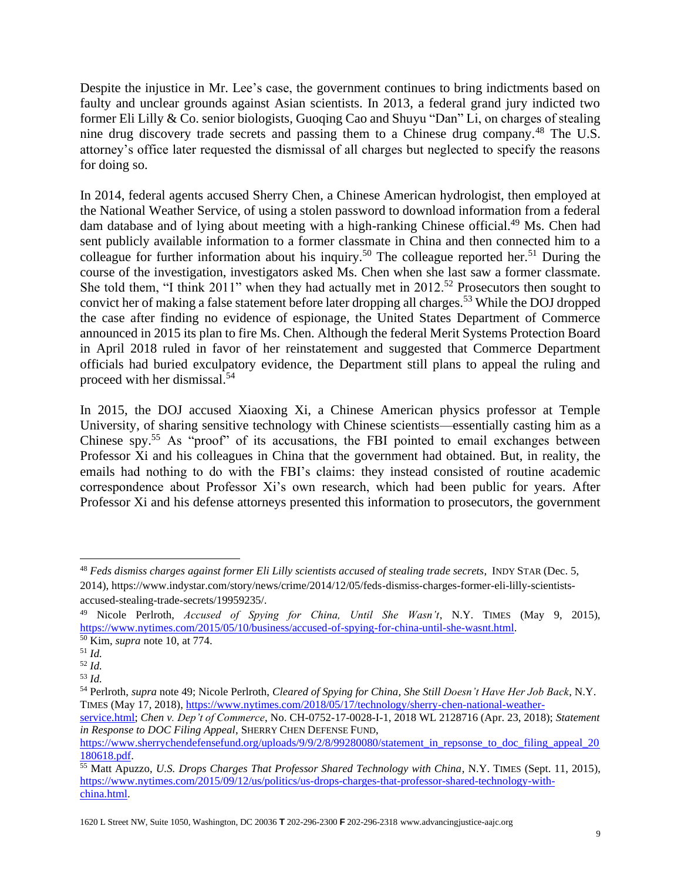Despite the injustice in Mr. Lee's case, the government continues to bring indictments based on faulty and unclear grounds against Asian scientists. In 2013, a federal grand jury indicted two former Eli Lilly & Co. senior biologists, Guoqing Cao and Shuyu "Dan" Li, on charges of stealing nine drug discovery trade secrets and passing them to a Chinese drug company.[48] The U.S. attorney's office later requested the dismissal of all charges but neglected to specify the reasons for doing so.

In 2014, federal agents accused Sherry Chen, a Chinese American hydrologist, then employed at the National Weather Service, of using a stolen password to download information from a federal dam database and of lying about meeting with a high-ranking Chinese official.[49] Ms. Chen had sent publicly available information to a former classmate in China and then connected him to a colleague for further information about his inquiry.[50] The colleague reported her.[51] During the course of the investigation, investigators asked Ms. Chen when she last saw a former classmate. She told them, "I think 2011" when they had actually met in 2012.[52] Prosecutors then sought to convict her of making a false statement before later dropping all charges.[53] While the DOJ dropped the case after finding no evidence of espionage, the United States Department of Commerce announced in 2015 its plan to fire Ms. Chen. Although the federal Merit Systems Protection Board in April 2018 ruled in favor of her reinstatement and suggested that Commerce Department officials had buried exculpatory evidence, the Department still plans to appeal the ruling and proceed with her dismissal.[54]

In 2015, the DOJ accused Xiaoxing Xi, a Chinese American physics professor at Temple University, of sharing sensitive technology with Chinese scientists—essentially casting him as a Chinese spy.[55] As "proof" of its accusations, the FBI pointed to email exchanges between Professor Xi and his colleagues in China that the government had obtained. But, in reality, the emails had nothing to do with the FBI's claims: they instead consisted of routine academic correspondence about Professor Xi's own research, which had been public for years. After Professor Xi and his defense attorneys presented this information to prosecutors, the government

---

[48] *Feds dismiss charges against former Eli Lilly scientists accused of stealing trade secrets*, INDY STAR (Dec. 5, 2014), https://www.indystar.com/story/news/crime/2014/12/05/feds-dismiss-charges-former-eli-lilly-scientists-accused-stealing-trade-secrets/19959235/.

[49] Nicole Perlroth, *Accused of Spying for China, Until She Wasn't*, N.Y. TIMES (May 9, 2015), https://www.nytimes.com/2015/05/10/business/accused-of-spying-for-china-until-she-wasnt.html.

[50] Kim, *supra* note 10, at 774.

[51] *Id.*

[52] *Id.*

[53] *Id.*

[54] Perlroth, *supra* note 49; Nicole Perlroth, *Cleared of Spying for China, She Still Doesn't Have Her Job Back*, N.Y. TIMES (May 17, 2018), https://www.nytimes.com/2018/05/17/technology/sherry-chen-national-weather-service.html; *Chen v. Dep't of Commerce*, No. CH-0752-17-0028-I-1, 2018 WL 2128716 (Apr. 23, 2018); *Statement in Response to DOC Filing Appeal*, SHERRY CHEN DEFENSE FUND, https://www.sherrychendefensefund.org/uploads/9/9/2/8/99280080/statement_in_repsonse_to_doc_filing_appeal_20180618.pdf.

[55] Matt Apuzzo, *U.S. Drops Charges That Professor Shared Technology with China*, N.Y. TIMES (Sept. 11, 2015), https://www.nytimes.com/2015/09/12/us/politics/us-drops-charges-that-professor-shared-technology-with-china.html.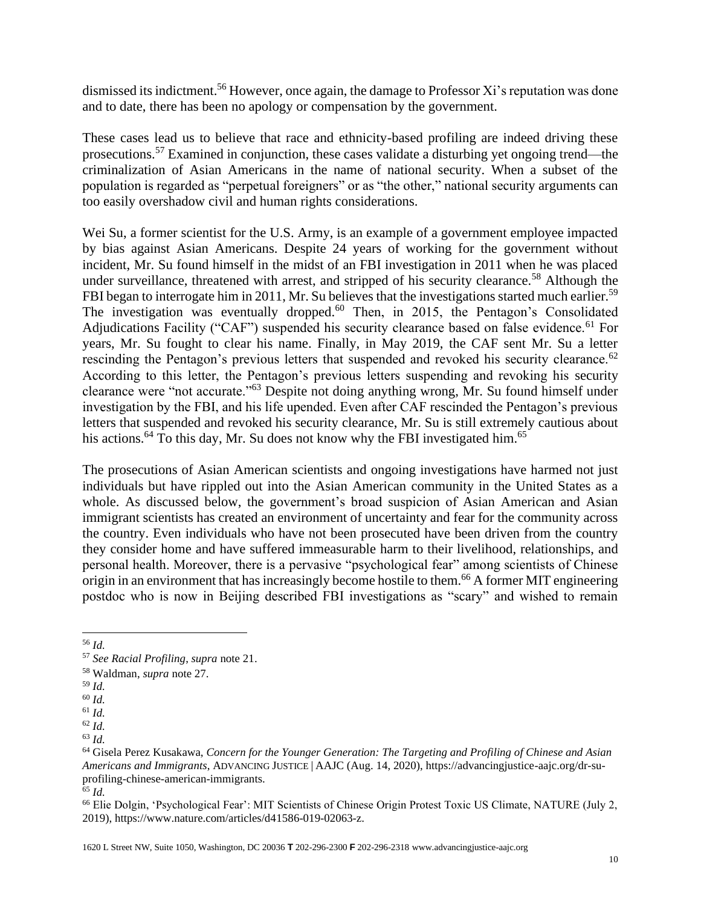dismissed its indictment.[56] However, once again, the damage to Professor Xi's reputation was done and to date, there has been no apology or compensation by the government.

These cases lead us to believe that race and ethnicity-based profiling are indeed driving these prosecutions.[57] Examined in conjunction, these cases validate a disturbing yet ongoing trend—the criminalization of Asian Americans in the name of national security. When a subset of the population is regarded as "perpetual foreigners" or as "the other," national security arguments can too easily overshadow civil and human rights considerations.

Wei Su, a former scientist for the U.S. Army, is an example of a government employee impacted by bias against Asian Americans. Despite 24 years of working for the government without incident, Mr. Su found himself in the midst of an FBI investigation in 2011 when he was placed under surveillance, threatened with arrest, and stripped of his security clearance.[58] Although the FBI began to interrogate him in 2011, Mr. Su believes that the investigations started much earlier.[59] The investigation was eventually dropped.[60] Then, in 2015, the Pentagon's Consolidated Adjudications Facility ("CAF") suspended his security clearance based on false evidence.[61] For years, Mr. Su fought to clear his name. Finally, in May 2019, the CAF sent Mr. Su a letter rescinding the Pentagon's previous letters that suspended and revoked his security clearance.[62] According to this letter, the Pentagon's previous letters suspending and revoking his security clearance were "not accurate."[63] Despite not doing anything wrong, Mr. Su found himself under investigation by the FBI, and his life upended. Even after CAF rescinded the Pentagon's previous letters that suspended and revoked his security clearance, Mr. Su is still extremely cautious about his actions.[64] To this day, Mr. Su does not know why the FBI investigated him.[65]

The prosecutions of Asian American scientists and ongoing investigations have harmed not just individuals but have rippled out into the Asian American community in the United States as a whole. As discussed below, the government's broad suspicion of Asian American and Asian immigrant scientists has created an environment of uncertainty and fear for the community across the country. Even individuals who have not been prosecuted have been driven from the country they consider home and have suffered immeasurable harm to their livelihood, relationships, and personal health. Moreover, there is a pervasive "psychological fear" among scientists of Chinese origin in an environment that has increasingly become hostile to them.[66] A former MIT engineering postdoc who is now in Beijing described FBI investigations as "scary" and wished to remain

---

[56] *Id.*

[57] *See Racial Profiling*, *supra* note 21.

[58] Waldman, *supra* note 27.

[59] *Id.*

[60] *Id.*

[61] *Id.*

[62] *Id.*

[63] *Id.*

[64] Gisela Perez Kusakawa, *Concern for the Younger Generation: The Targeting and Profiling of Chinese and Asian Americans and Immigrants*, ADVANCING JUSTICE | AAJC (Aug. 14, 2020), https://advancingjustice-aajc.org/dr-su-profiling-chinese-american-immigrants.

[65] *Id.*

[66] Elie Dolgin, 'Psychological Fear': MIT Scientists of Chinese Origin Protest Toxic US Climate, NATURE (July 2, 2019), https://www.nature.com/articles/d41586-019-02063-z.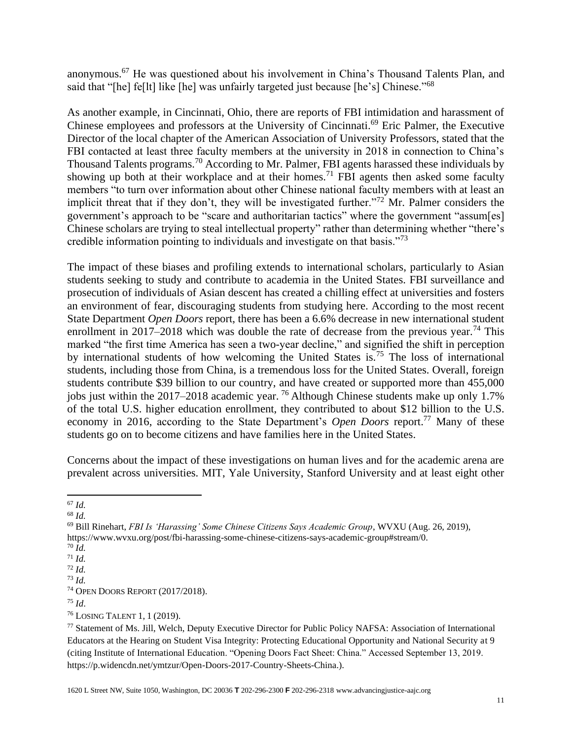anonymous.[67] He was questioned about his involvement in China's Thousand Talents Plan, and said that "[he] fe[lt] like [he] was unfairly targeted just because [he's] Chinese."[68]

As another example, in Cincinnati, Ohio, there are reports of FBI intimidation and harassment of Chinese employees and professors at the University of Cincinnati.[69] Eric Palmer, the Executive Director of the local chapter of the American Association of University Professors, stated that the FBI contacted at least three faculty members at the university in 2018 in connection to China's Thousand Talents programs.[70] According to Mr. Palmer, FBI agents harassed these individuals by showing up both at their workplace and at their homes.[71] FBI agents then asked some faculty members "to turn over information about other Chinese national faculty members with at least an implicit threat that if they don't, they will be investigated further."[72] Mr. Palmer considers the government's approach to be "scare and authoritarian tactics" where the government "assum[es] Chinese scholars are trying to steal intellectual property" rather than determining whether "there's credible information pointing to individuals and investigate on that basis."[73]

The impact of these biases and profiling extends to international scholars, particularly to Asian students seeking to study and contribute to academia in the United States. FBI surveillance and prosecution of individuals of Asian descent has created a chilling effect at universities and fosters an environment of fear, discouraging students from studying here. According to the most recent State Department *Open Doors* report, there has been a 6.6% decrease in new international student enrollment in 2017–2018 which was double the rate of decrease from the previous year.[74] This marked "the first time America has seen a two-year decline," and signified the shift in perception by international students of how welcoming the United States is.[75] The loss of international students, including those from China, is a tremendous loss for the United States. Overall, foreign students contribute $39 billion to our country, and have created or supported more than 455,000 jobs just within the 2017–2018 academic year.[76] Although Chinese students make up only 1.7% of the total U.S. higher education enrollment, they contributed to about $12 billion to the U.S. economy in 2016, according to the State Department's *Open Doors* report.[77] Many of these students go on to become citizens and have families here in the United States.

Concerns about the impact of these investigations on human lives and for the academic arena are prevalent across universities. MIT, Yale University, Stanford University and at least eight other

---

[67] *Id.*

[68] *Id.*

[69] Bill Rinehart, *FBI Is 'Harassing' Some Chinese Citizens Says Academic Group*, WVXU (Aug. 26, 2019), https://www.wvxu.org/post/fbi-harassing-some-chinese-citizens-says-academic-group#stream/0.

[70] *Id.*

[71] *Id.*

[72] *Id.*

[73] *Id.*

[74] Open Doors Report (2017/2018).

[75] *Id*.

[76] Losing Talent 1, 1 (2019).

[77] Statement of Ms. Jill, Welch, Deputy Executive Director for Public Policy NAFSA: Association of International Educators at the Hearing on Student Visa Integrity: Protecting Educational Opportunity and National Security at 9 (citing Institute of International Education. "Opening Doors Fact Sheet: China." Accessed September 13, 2019. https://p.widencdn.net/ymtzur/Open-Doors-2017-Country-Sheets-China.).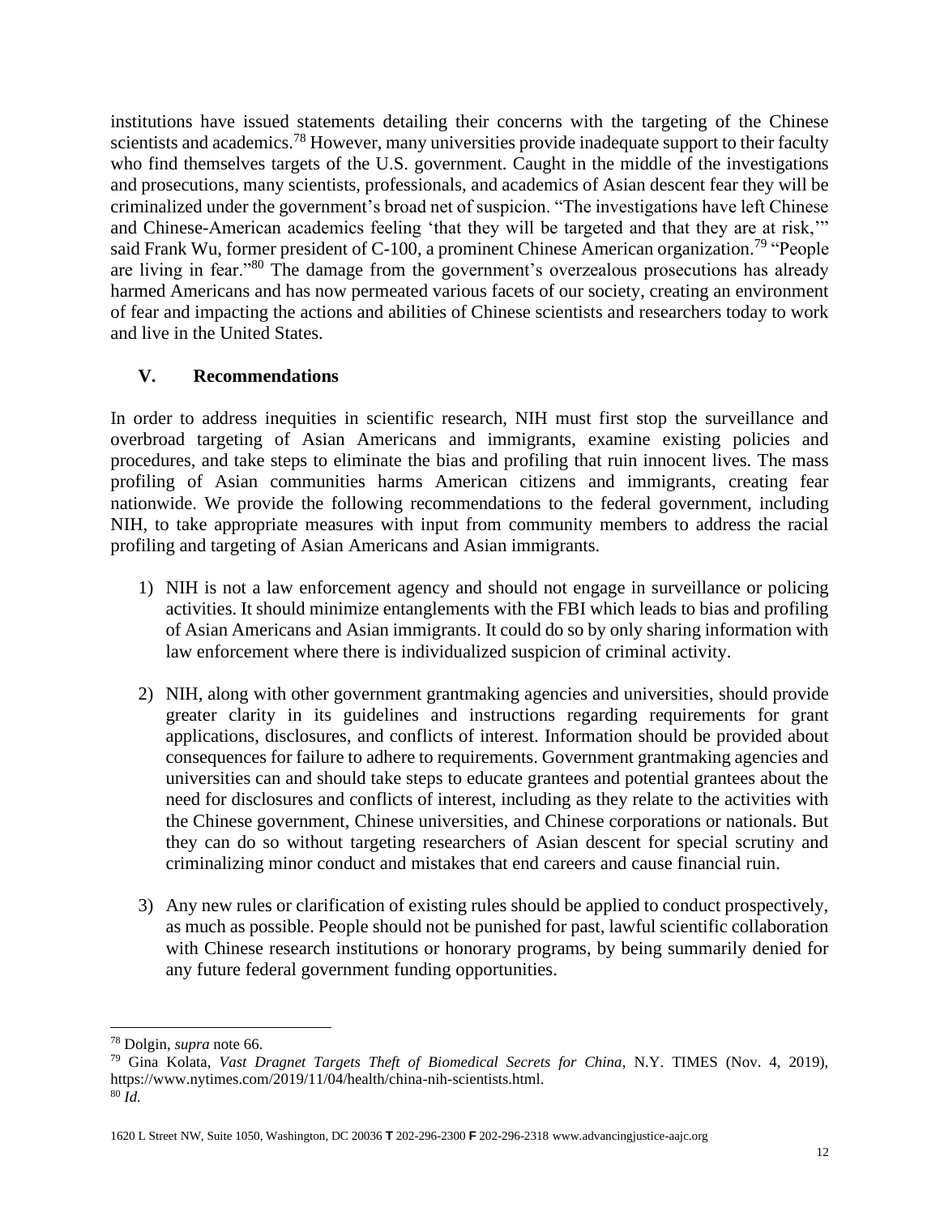institutions have issued statements detailing their concerns with the targeting of the Chinese scientists and academics.[78] However, many universities provide inadequate support to their faculty who find themselves targets of the U.S. government. Caught in the middle of the investigations and prosecutions, many scientists, professionals, and academics of Asian descent fear they will be criminalized under the government's broad net of suspicion. "The investigations have left Chinese and Chinese-American academics feeling 'that they will be targeted and that they are at risk,'" said Frank Wu, former president of C-100, a prominent Chinese American organization.[79] "People are living in fear."[80] The damage from the government's overzealous prosecutions has already harmed Americans and has now permeated various facets of our society, creating an environment of fear and impacting the actions and abilities of Chinese scientists and researchers today to work and live in the United States.

## V. Recommendations

In order to address inequities in scientific research, NIH must first stop the surveillance and overbroad targeting of Asian Americans and immigrants, examine existing policies and procedures, and take steps to eliminate the bias and profiling that ruin innocent lives. The mass profiling of Asian communities harms American citizens and immigrants, creating fear nationwide. We provide the following recommendations to the federal government, including NIH, to take appropriate measures with input from community members to address the racial profiling and targeting of Asian Americans and Asian immigrants.

1) NIH is not a law enforcement agency and should not engage in surveillance or policing activities. It should minimize entanglements with the FBI which leads to bias and profiling of Asian Americans and Asian immigrants. It could do so by only sharing information with law enforcement where there is individualized suspicion of criminal activity.

2) NIH, along with other government grantmaking agencies and universities, should provide greater clarity in its guidelines and instructions regarding requirements for grant applications, disclosures, and conflicts of interest. Information should be provided about consequences for failure to adhere to requirements. Government grantmaking agencies and universities can and should take steps to educate grantees and potential grantees about the need for disclosures and conflicts of interest, including as they relate to the activities with the Chinese government, Chinese universities, and Chinese corporations or nationals. But they can do so without targeting researchers of Asian descent for special scrutiny and criminalizing minor conduct and mistakes that end careers and cause financial ruin.

3) Any new rules or clarification of existing rules should be applied to conduct prospectively, as much as possible. People should not be punished for past, lawful scientific collaboration with Chinese research institutions or honorary programs, by being summarily denied for any future federal government funding opportunities.

---

[78] Dolgin, *supra* note 66.

[79] Gina Kolata, *Vast Dragnet Targets Theft of Biomedical Secrets for China*, N.Y. TIMES (Nov. 4, 2019), https://www.nytimes.com/2019/11/04/health/china-nih-scientists.html.

[80] *Id.*

1620 L Street NW, Suite 1050, Washington, DC 20036 **T** 202-296-2300 **F** 202-296-2318 www.advancingjustice-aajc.org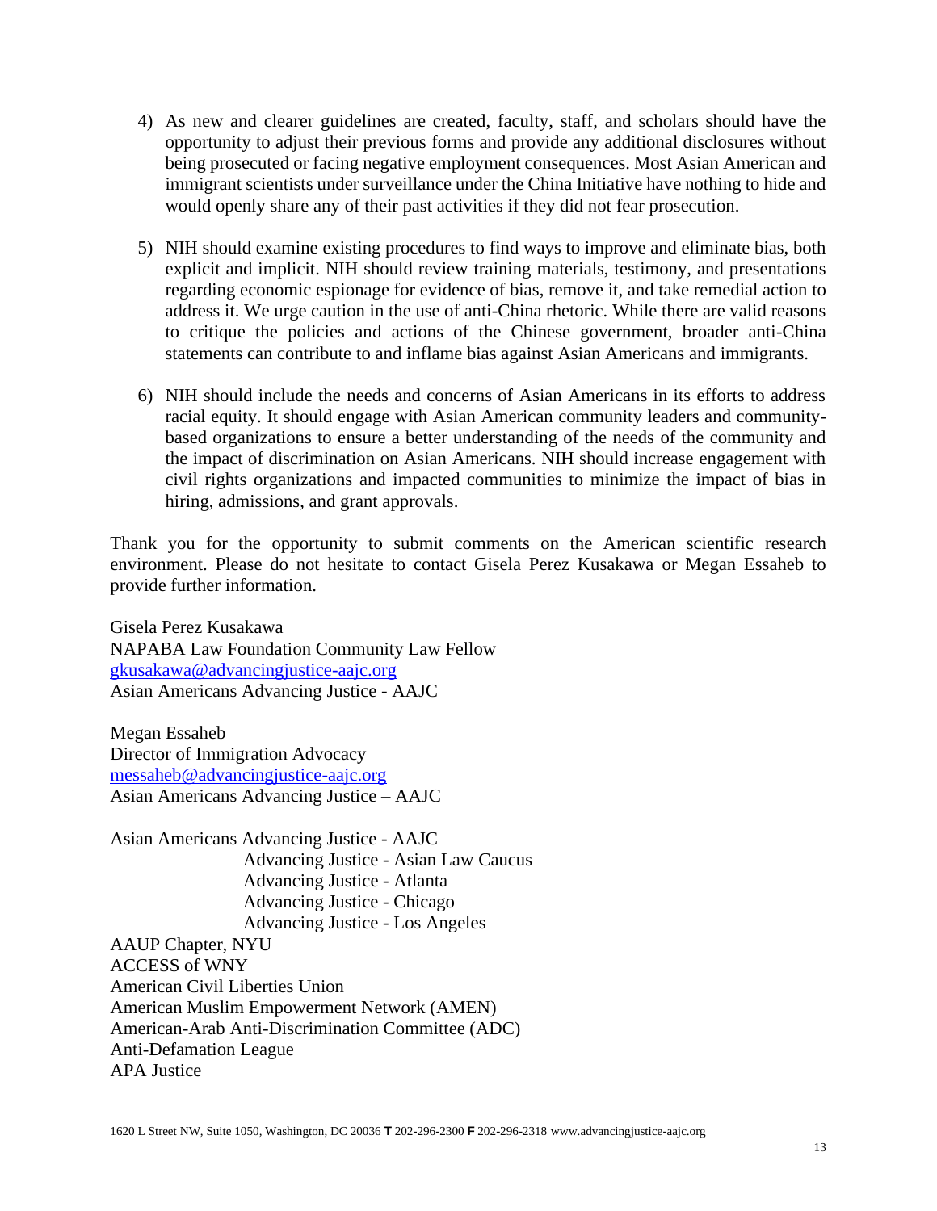4) As new and clearer guidelines are created, faculty, staff, and scholars should have the opportunity to adjust their previous forms and provide any additional disclosures without being prosecuted or facing negative employment consequences. Most Asian American and immigrant scientists under surveillance under the China Initiative have nothing to hide and would openly share any of their past activities if they did not fear prosecution.

5) NIH should examine existing procedures to find ways to improve and eliminate bias, both explicit and implicit. NIH should review training materials, testimony, and presentations regarding economic espionage for evidence of bias, remove it, and take remedial action to address it. We urge caution in the use of anti-China rhetoric. While there are valid reasons to critique the policies and actions of the Chinese government, broader anti-China statements can contribute to and inflame bias against Asian Americans and immigrants.

6) NIH should include the needs and concerns of Asian Americans in its efforts to address racial equity. It should engage with Asian American community leaders and community-based organizations to ensure a better understanding of the needs of the community and the impact of discrimination on Asian Americans. NIH should increase engagement with civil rights organizations and impacted communities to minimize the impact of bias in hiring, admissions, and grant approvals.

Thank you for the opportunity to submit comments on the American scientific research environment. Please do not hesitate to contact Gisela Perez Kusakawa or Megan Essaheb to provide further information.

Gisela Perez Kusakawa
NAPABA Law Foundation Community Law Fellow
gkusakawa@advancingjustice-aajc.org
Asian Americans Advancing Justice - AAJC

Megan Essaheb
Director of Immigration Advocacy
messaheb@advancingjustice-aajc.org
Asian Americans Advancing Justice – AAJC

Asian Americans Advancing Justice - AAJC
- Advancing Justice - Asian Law Caucus
- Advancing Justice - Atlanta
- Advancing Justice - Chicago
- Advancing Justice - Los Angeles

AAUP Chapter, NYU
ACCESS of WNY
American Civil Liberties Union
American Muslim Empowerment Network (AMEN)
American-Arab Anti-Discrimination Committee (ADC)
Anti-Defamation League
APA Justice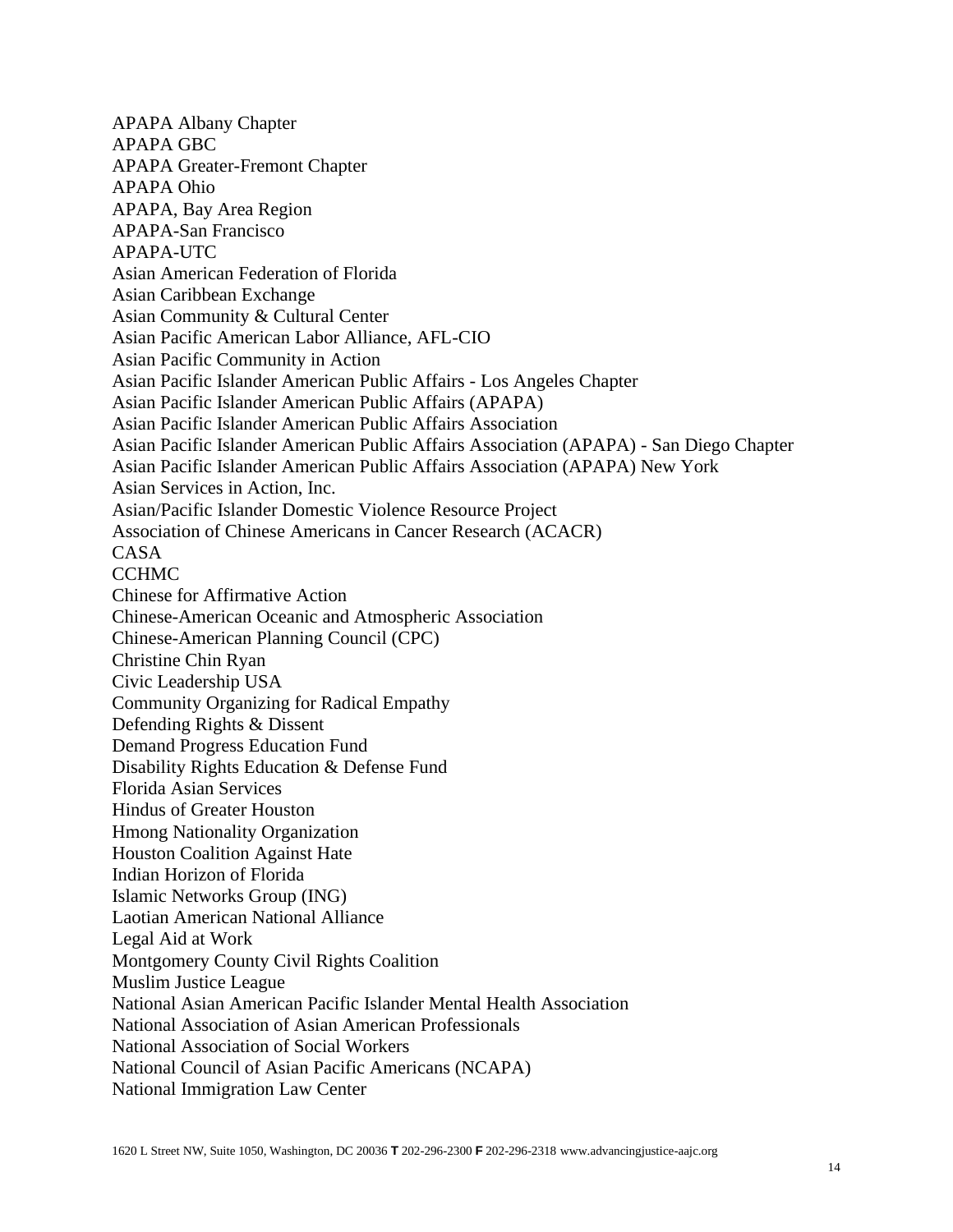APAPA Albany Chapter
APAPA GBC
APAPA Greater-Fremont Chapter
APAPA Ohio
APAPA, Bay Area Region
APAPA-San Francisco
APAPA-UTC
Asian American Federation of Florida
Asian Caribbean Exchange
Asian Community & Cultural Center
Asian Pacific American Labor Alliance, AFL-CIO
Asian Pacific Community in Action
Asian Pacific Islander American Public Affairs - Los Angeles Chapter
Asian Pacific Islander American Public Affairs (APAPA)
Asian Pacific Islander American Public Affairs Association
Asian Pacific Islander American Public Affairs Association (APAPA) - San Diego Chapter
Asian Pacific Islander American Public Affairs Association (APAPA) New York
Asian Services in Action, Inc.
Asian/Pacific Islander Domestic Violence Resource Project
Association of Chinese Americans in Cancer Research (ACACR)
CASA
CCHMC
Chinese for Affirmative Action
Chinese-American Oceanic and Atmospheric Association
Chinese-American Planning Council (CPC)
Christine Chin Ryan
Civic Leadership USA
Community Organizing for Radical Empathy
Defending Rights & Dissent
Demand Progress Education Fund
Disability Rights Education & Defense Fund
Florida Asian Services
Hindus of Greater Houston
Hmong Nationality Organization
Houston Coalition Against Hate
Indian Horizon of Florida
Islamic Networks Group (ING)
Laotian American National Alliance
Legal Aid at Work
Montgomery County Civil Rights Coalition
Muslim Justice League
National Asian American Pacific Islander Mental Health Association
National Association of Asian American Professionals
National Association of Social Workers
National Council of Asian Pacific Americans (NCAPA)
National Immigration Law Center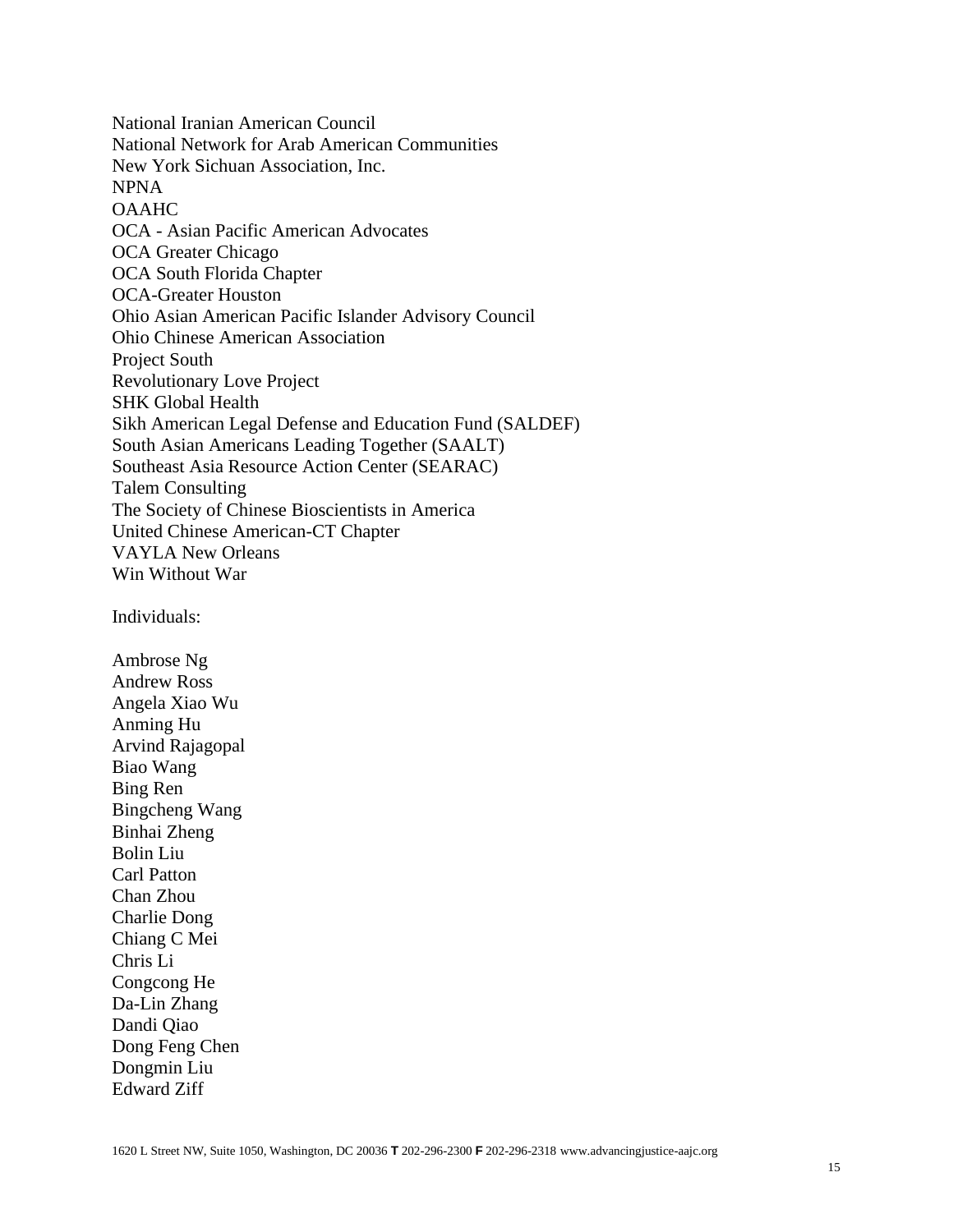National Iranian American Council
National Network for Arab American Communities
New York Sichuan Association, Inc.
NPNA
OAAHC
OCA - Asian Pacific American Advocates
OCA Greater Chicago
OCA South Florida Chapter
OCA-Greater Houston
Ohio Asian American Pacific Islander Advisory Council
Ohio Chinese American Association
Project South
Revolutionary Love Project
SHK Global Health
Sikh American Legal Defense and Education Fund (SALDEF)
South Asian Americans Leading Together (SAALT)
Southeast Asia Resource Action Center (SEARAC)
Talem Consulting
The Society of Chinese Bioscientists in America
United Chinese American-CT Chapter
VAYLA New Orleans
Win Without War

Individuals:

Ambrose Ng
Andrew Ross
Angela Xiao Wu
Anming Hu
Arvind Rajagopal
Biao Wang
Bing Ren
Bingcheng Wang
Binhai Zheng
Bolin Liu
Carl Patton
Chan Zhou
Charlie Dong
Chiang C Mei
Chris Li
Congcong He
Da-Lin Zhang
Dandi Qiao
Dong Feng Chen
Dongmin Liu
Edward Ziff

1620 L Street NW, Suite 1050, Washington, DC 20036 **T** 202-296-2300 **F** 202-296-2318 www.advancingjustice-aajc.org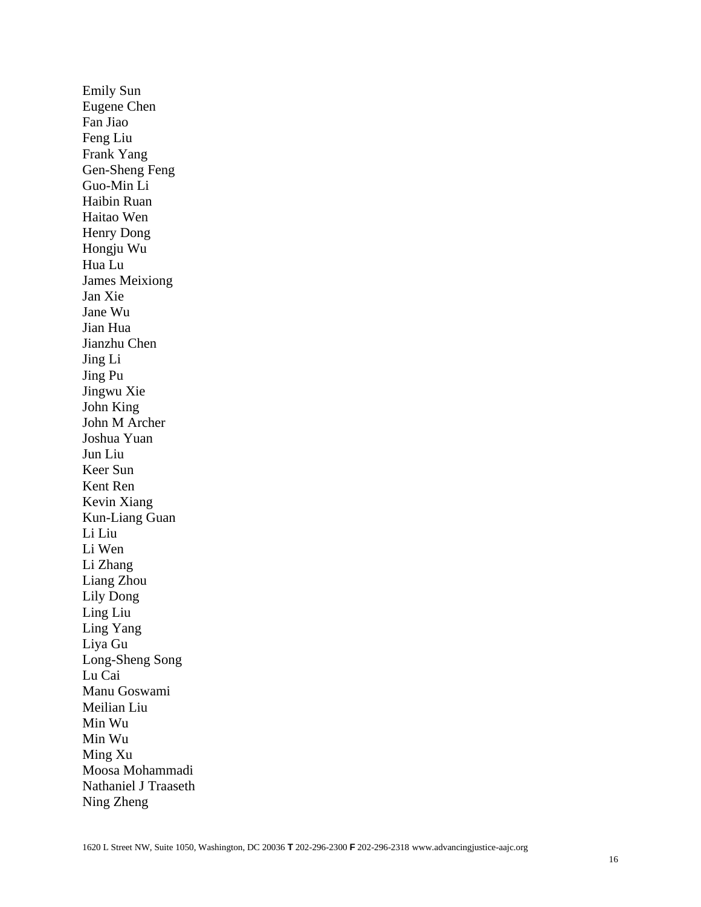Emily Sun
Eugene Chen
Fan Jiao
Feng Liu
Frank Yang
Gen-Sheng Feng
Guo-Min Li
Haibin Ruan
Haitao Wen
Henry Dong
Hongju Wu
Hua Lu
James Meixiong
Jan Xie
Jane Wu
Jian Hua
Jianzhu Chen
Jing Li
Jing Pu
Jingwu Xie
John King
John M Archer
Joshua Yuan
Jun Liu
Keer Sun
Kent Ren
Kevin Xiang
Kun-Liang Guan
Li Liu
Li Wen
Li Zhang
Liang Zhou
Lily Dong
Ling Liu
Ling Yang
Liya Gu
Long-Sheng Song
Lu Cai
Manu Goswami
Meilian Liu
Min Wu
Min Wu
Ming Xu
Moosa Mohammadi
Nathaniel J Traaseth
Ning Zheng

1620 L Street NW, Suite 1050, Washington, DC 20036 **T** 202-296-2300 **F** 202-296-2318 www.advancingjustice-aajc.org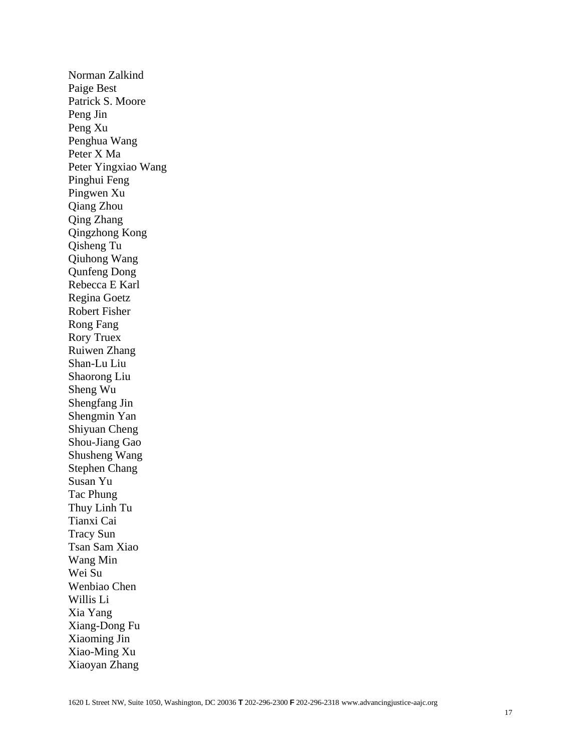Norman Zalkind
Paige Best
Patrick S. Moore
Peng Jin
Peng Xu
Penghua Wang
Peter X Ma
Peter Yingxiao Wang
Pinghui Feng
Pingwen Xu
Qiang Zhou
Qing Zhang
Qingzhong Kong
Qisheng Tu
Qiuhong Wang
Qunfeng Dong
Rebecca E Karl
Regina Goetz
Robert Fisher
Rong Fang
Rory Truex
Ruiwen Zhang
Shan-Lu Liu
Shaorong Liu
Sheng Wu
Shengfang Jin
Shengmin Yan
Shiyuan Cheng
Shou-Jiang Gao
Shusheng Wang
Stephen Chang
Susan Yu
Tac Phung
Thuy Linh Tu
Tianxi Cai
Tracy Sun
Tsan Sam Xiao
Wang Min
Wei Su
Wenbiao Chen
Willis Li
Xia Yang
Xiang-Dong Fu
Xiaoming Jin
Xiao-Ming Xu
Xiaoyan Zhang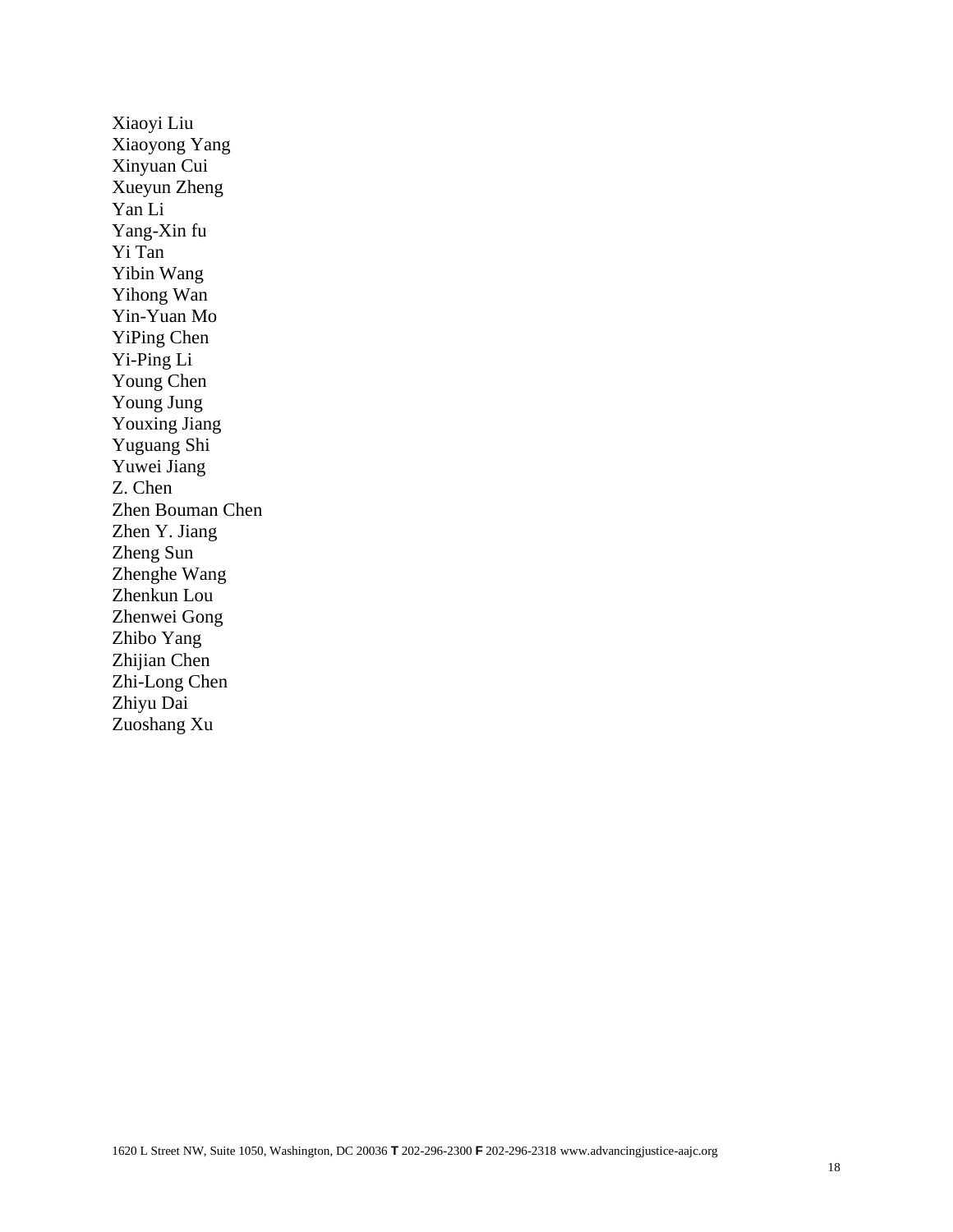Xiaoyi Liu
Xiaoyong Yang
Xinyuan Cui
Xueyun Zheng
Yan Li
Yang-Xin fu
Yi Tan
Yibin Wang
Yihong Wan
Yin-Yuan Mo
YiPing Chen
Yi-Ping Li
Young Chen
Young Jung
Youxing Jiang
Yuguang Shi
Yuwei Jiang
Z. Chen
Zhen Bouman Chen
Zhen Y. Jiang
Zheng Sun
Zhenghe Wang
Zhenkun Lou
Zhenwei Gong
Zhibo Yang
Zhijian Chen
Zhi-Long Chen
Zhiyu Dai
Zuoshang Xu